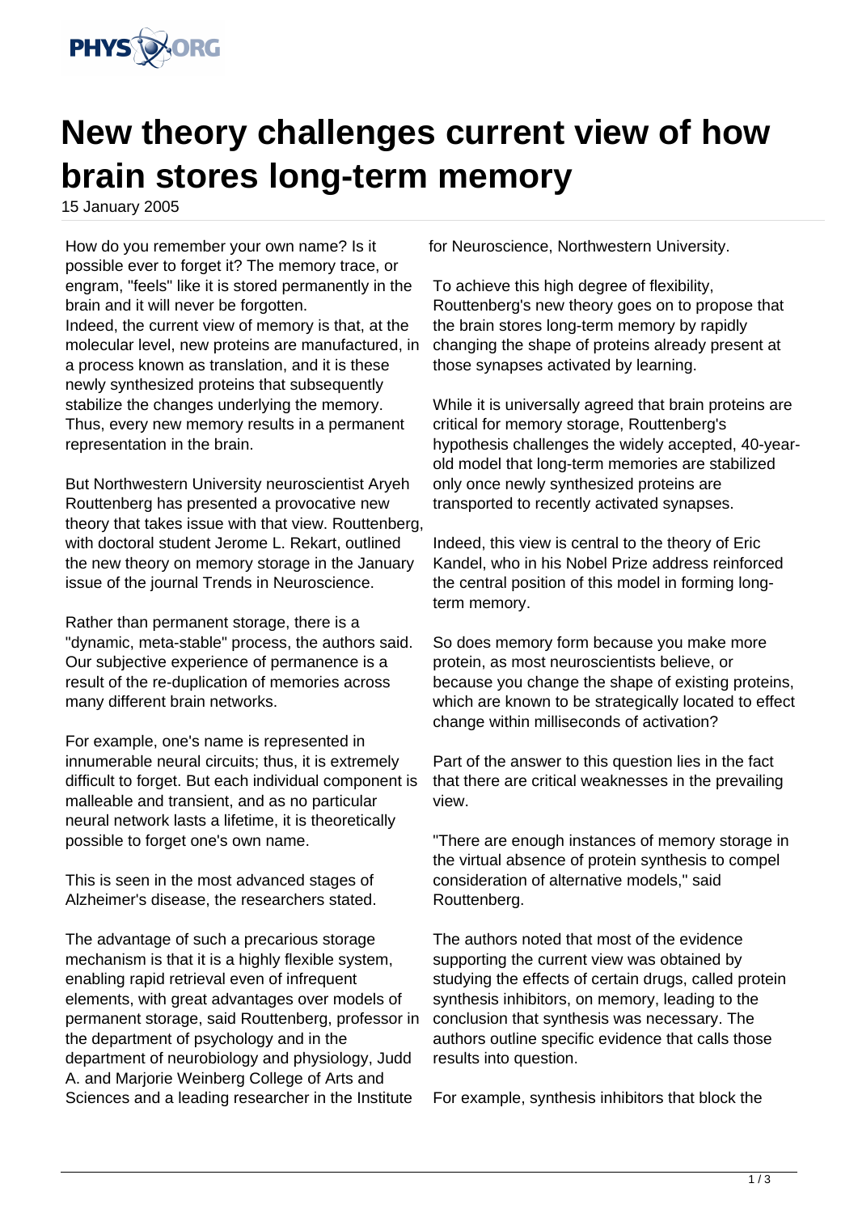# New theory challenges current view of how brain stores long-term memory

15 January 2005

How do you remember your own name? Is it possible ever to forget it? The memory trace, or engram, "feels" like it is stored permanently in the brain and it will never be forgotten.
Indeed, the current view of memory is that, at the molecular level, new proteins are manufactured, in a process known as translation, and it is these newly synthesized proteins that subsequently stabilize the changes underlying the memory. Thus, every new memory results in a permanent representation in the brain.

But Northwestern University neuroscientist Aryeh Routtenberg has presented a provocative new theory that takes issue with that view. Routtenberg, with doctoral student Jerome L. Rekart, outlined the new theory on memory storage in the January issue of the journal Trends in Neuroscience.

Rather than permanent storage, there is a "dynamic, meta-stable" process, the authors said. Our subjective experience of permanence is a result of the re-duplication of memories across many different brain networks.

For example, one's name is represented in innumerable neural circuits; thus, it is extremely difficult to forget. But each individual component is malleable and transient, and as no particular neural network lasts a lifetime, it is theoretically possible to forget one's own name.

This is seen in the most advanced stages of Alzheimer's disease, the researchers stated.

The advantage of such a precarious storage mechanism is that it is a highly flexible system, enabling rapid retrieval even of infrequent elements, with great advantages over models of permanent storage, said Routtenberg, professor in the department of psychology and in the department of neurobiology and physiology, Judd A. and Marjorie Weinberg College of Arts and Sciences and a leading researcher in the Institute for Neuroscience, Northwestern University.

To achieve this high degree of flexibility, Routtenberg's new theory goes on to propose that the brain stores long-term memory by rapidly changing the shape of proteins already present at those synapses activated by learning.

While it is universally agreed that brain proteins are critical for memory storage, Routtenberg's hypothesis challenges the widely accepted, 40-year-old model that long-term memories are stabilized only once newly synthesized proteins are transported to recently activated synapses.

Indeed, this view is central to the theory of Eric Kandel, who in his Nobel Prize address reinforced the central position of this model in forming long-term memory.

So does memory form because you make more protein, as most neuroscientists believe, or because you change the shape of existing proteins, which are known to be strategically located to effect change within milliseconds of activation?

Part of the answer to this question lies in the fact that there are critical weaknesses in the prevailing view.

"There are enough instances of memory storage in the virtual absence of protein synthesis to compel consideration of alternative models," said Routtenberg.

The authors noted that most of the evidence supporting the current view was obtained by studying the effects of certain drugs, called protein synthesis inhibitors, on memory, leading to the conclusion that synthesis was necessary. The authors outline specific evidence that calls those results into question.

For example, synthesis inhibitors that block the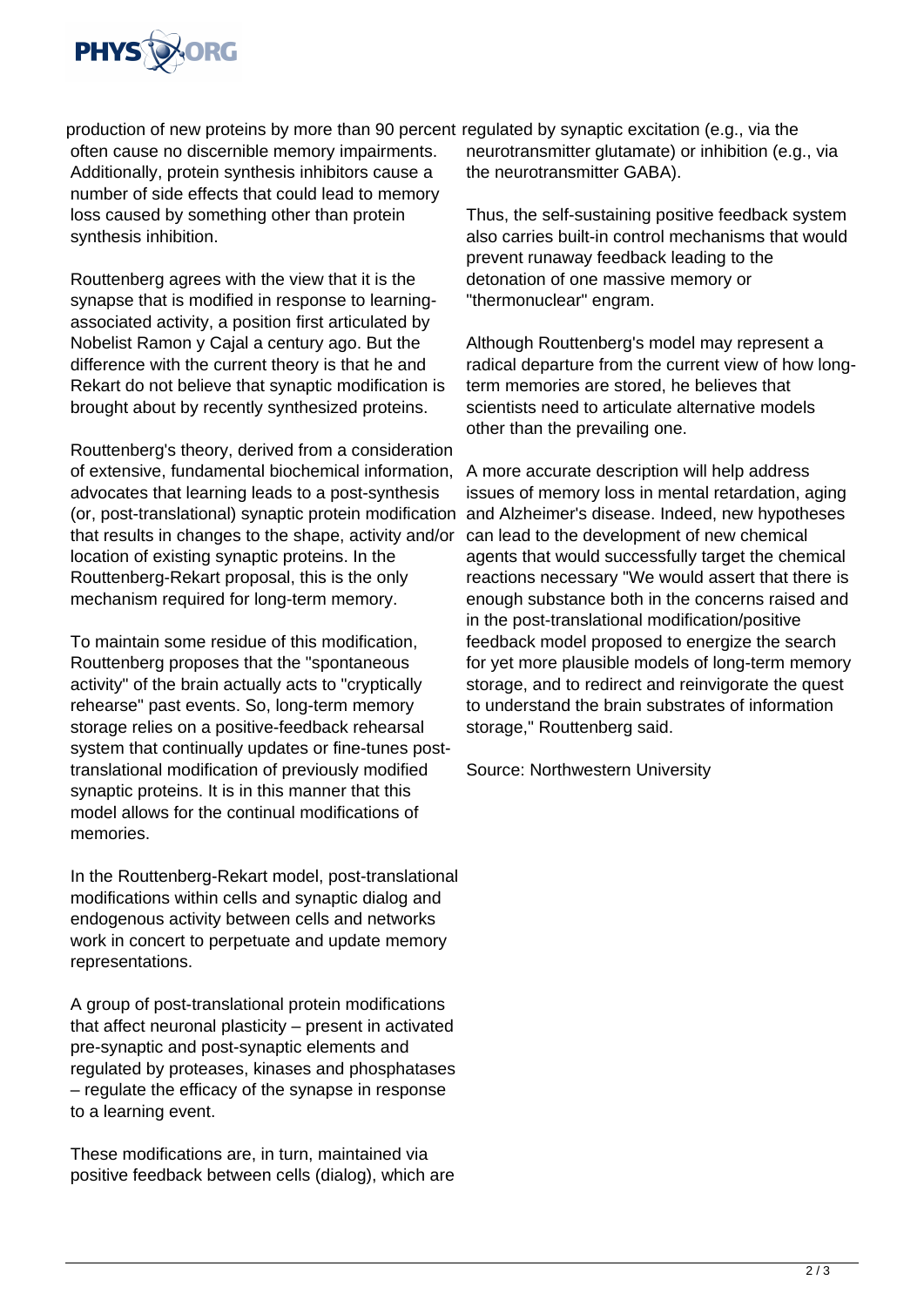production of new proteins by more than 90 percent often cause no discernible memory impairments. Additionally, protein synthesis inhibitors cause a number of side effects that could lead to memory loss caused by something other than protein synthesis inhibition.

Routtenberg agrees with the view that it is the synapse that is modified in response to learning-associated activity, a position first articulated by Nobelist Ramon y Cajal a century ago. But the difference with the current theory is that he and Rekart do not believe that synaptic modification is brought about by recently synthesized proteins.

Routtenberg's theory, derived from a consideration of extensive, fundamental biochemical information, advocates that learning leads to a post-synthesis (or, post-translational) synaptic protein modification that results in changes to the shape, activity and/or location of existing synaptic proteins. In the Routtenberg-Rekart proposal, this is the only mechanism required for long-term memory.

To maintain some residue of this modification, Routtenberg proposes that the "spontaneous activity" of the brain actually acts to "cryptically rehearse" past events. So, long-term memory storage relies on a positive-feedback rehearsal system that continually updates or fine-tunes post-translational modification of previously modified synaptic proteins. It is in this manner that this model allows for the continual modifications of memories.

In the Routtenberg-Rekart model, post-translational modifications within cells and synaptic dialog and endogenous activity between cells and networks work in concert to perpetuate and update memory representations.

A group of post-translational protein modifications that affect neuronal plasticity – present in activated pre-synaptic and post-synaptic elements and regulated by proteases, kinases and phosphatases – regulate the efficacy of the synapse in response to a learning event.

These modifications are, in turn, maintained via positive feedback between cells (dialog), which are regulated by synaptic excitation (e.g., via the neurotransmitter glutamate) or inhibition (e.g., via the neurotransmitter GABA).

Thus, the self-sustaining positive feedback system also carries built-in control mechanisms that would prevent runaway feedback leading to the detonation of one massive memory or "thermonuclear" engram.

Although Routtenberg's model may represent a radical departure from the current view of how long-term memories are stored, he believes that scientists need to articulate alternative models other than the prevailing one.

A more accurate description will help address issues of memory loss in mental retardation, aging and Alzheimer's disease. Indeed, new hypotheses can lead to the development of new chemical agents that would successfully target the chemical reactions necessary "We would assert that there is enough substance both in the concerns raised and in the post-translational modification/positive feedback model proposed to energize the search for yet more plausible models of long-term memory storage, and to redirect and reinvigorate the quest to understand the brain substrates of information storage," Routtenberg said.

Source: Northwestern University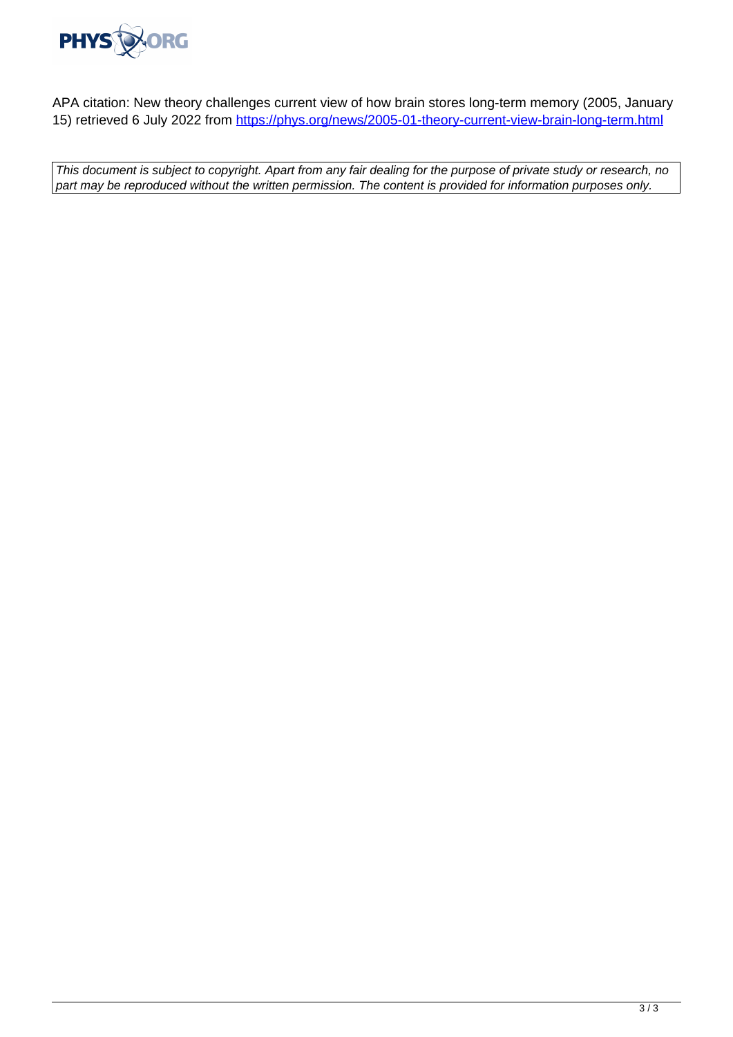APA citation: New theory challenges current view of how brain stores long-term memory (2005, January 15) retrieved 6 July 2022 from https://phys.org/news/2005-01-theory-current-view-brain-long-term.html

*This document is subject to copyright. Apart from any fair dealing for the purpose of private study or research, no part may be reproduced without the written permission. The content is provided for information purposes only.*